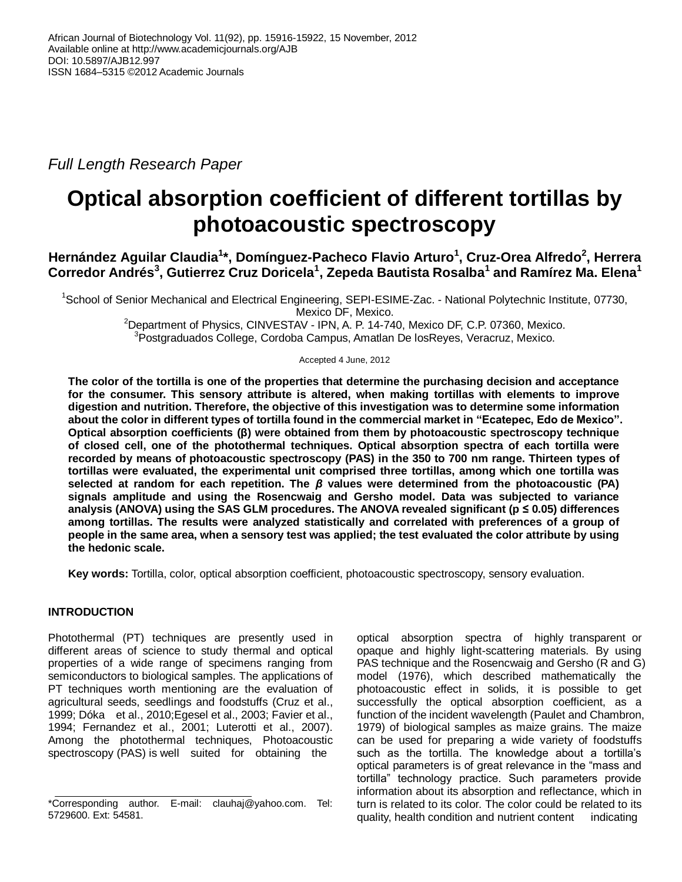African Journal of Biotechnology Vol. 11(92), pp. 15916-15922, 15 November, 2012
Available online at http://www.academicjournals.org/AJB
DOI: 10.5897/AJB12.997
ISSN 1684–5315 ©2012 Academic Journals

*Full Length Research Paper*

# Optical absorption coefficient of different tortillas by photoacoustic spectroscopy

**Hernández Aguilar Claudia[1]*, Domínguez-Pacheco Flavio Arturo[1], Cruz-Orea Alfredo[2], Herrera Corredor Andrés[3], Gutierrez Cruz Doricela[1], Zepeda Bautista Rosalba[1] and Ramírez Ma. Elena[1]**

[1]School of Senior Mechanical and Electrical Engineering, SEPI-ESIME-Zac. - National Polytechnic Institute, 07730, Mexico DF, Mexico.
[2]Department of Physics, CINVESTAV - IPN, A. P. 14-740, Mexico DF, C.P. 07360, Mexico.
[3]Postgraduados College, Cordoba Campus, Amatlan De losReyes, Veracruz, Mexico.

Accepted 4 June, 2012

**The color of the tortilla is one of the properties that determine the purchasing decision and acceptance for the consumer. This sensory attribute is altered, when making tortillas with elements to improve digestion and nutrition. Therefore, the objective of this investigation was to determine some information about the color in different types of tortilla found in the commercial market in "Ecatepec, Edo de Mexico". Optical absorption coefficients (β) were obtained from them by photoacoustic spectroscopy technique of closed cell, one of the photothermal techniques. Optical absorption spectra of each tortilla were recorded by means of photoacoustic spectroscopy (PAS) in the 350 to 700 nm range. Thirteen types of tortillas were evaluated, the experimental unit comprised three tortillas, among which one tortilla was selected at random for each repetition. The *β* values were determined from the photoacoustic (PA) signals amplitude and using the Rosencwaig and Gersho model. Data was subjected to variance analysis (ANOVA) using the SAS GLM procedures. The ANOVA revealed significant ($p \leq 0.05$) differences among tortillas. The results were analyzed statistically and correlated with preferences of a group of people in the same area, when a sensory test was applied; the test evaluated the color attribute by using the hedonic scale.**

**Key words:** Tortilla, color, optical absorption coefficient, photoacoustic spectroscopy, sensory evaluation.

## INTRODUCTION

Photothermal (PT) techniques are presently used in different areas of science to study thermal and optical properties of a wide range of specimens ranging from semiconductors to biological samples. The applications of PT techniques worth mentioning are the evaluation of agricultural seeds, seedlings and foodstuffs (Cruz et al., 1999; Dóka et al., 2010;Egesel et al., 2003; Favier et al., 1994; Fernandez et al., 2001; Luterotti et al., 2007). Among the photothermal techniques, Photoacoustic spectroscopy (PAS) is well suited for obtaining the optical absorption spectra of highly transparent or opaque and highly light-scattering materials. By using PAS technique and the Rosencwaig and Gersho (R and G) model (1976), which described mathematically the photoacoustic effect in solids, it is possible to get successfully the optical absorption coefficient, as a function of the incident wavelength (Paulet and Chambron, 1979) of biological samples as maize grains. The maize can be used for preparing a wide variety of foodstuffs such as the tortilla. The knowledge about a tortilla's optical parameters is of great relevance in the "mass and tortilla" technology practice. Such parameters provide information about its absorption and reflectance, which in turn is related to its color. The color could be related to its quality, health condition and nutrient content indicating

*Corresponding author. E-mail: clauhaj@yahoo.com. Tel: 5729600. Ext: 54581.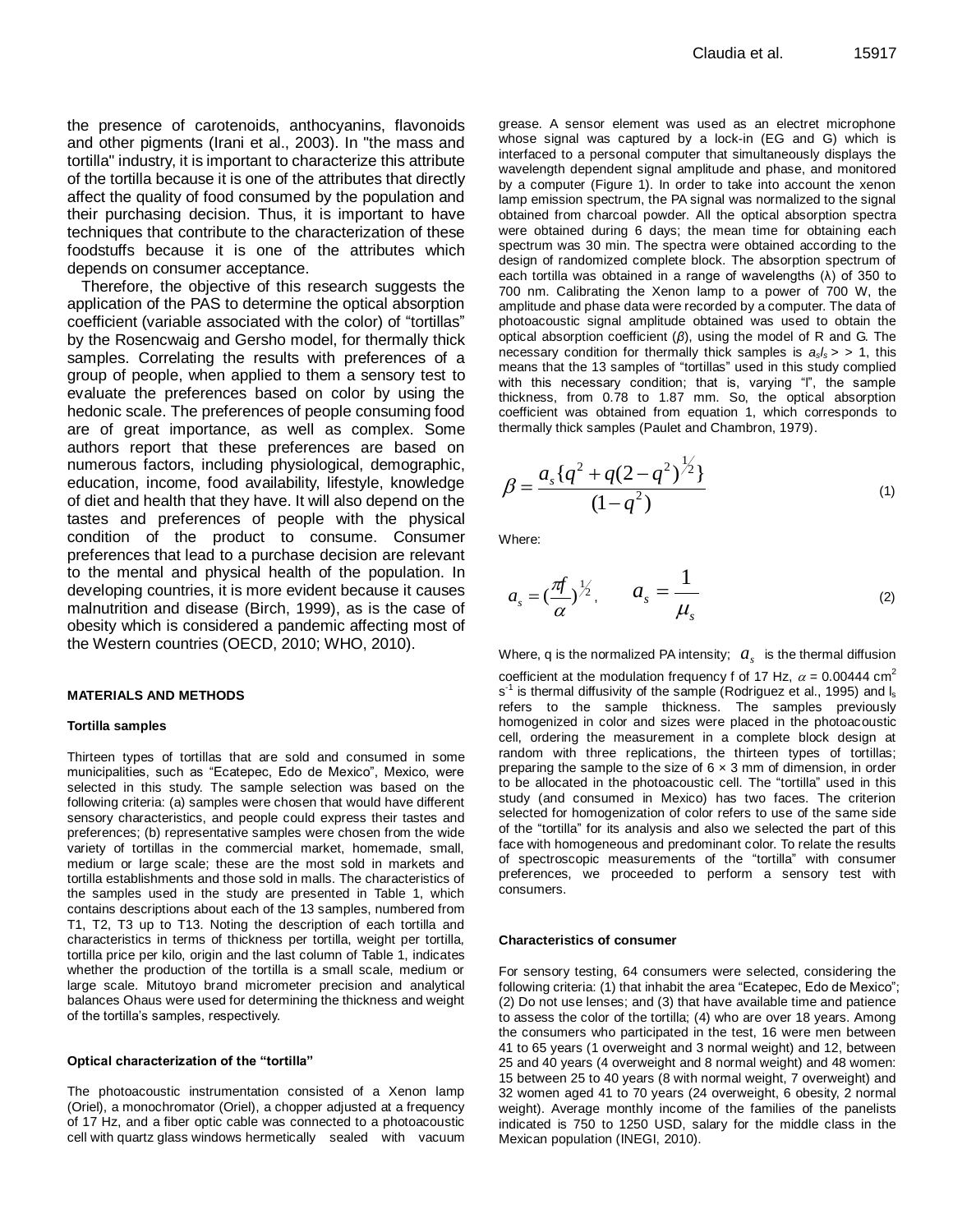the presence of carotenoids, anthocyanins, flavonoids and other pigments (Irani et al., 2003). In "the mass and tortilla" industry, it is important to characterize this attribute of the tortilla because it is one of the attributes that directly affect the quality of food consumed by the population and their purchasing decision. Thus, it is important to have techniques that contribute to the characterization of these foodstuffs because it is one of the attributes which depends on consumer acceptance.

Therefore, the objective of this research suggests the application of the PAS to determine the optical absorption coefficient (variable associated with the color) of "tortillas" by the Rosencwaig and Gersho model, for thermally thick samples. Correlating the results with preferences of a group of people, when applied to them a sensory test to evaluate the preferences based on color by using the hedonic scale. The preferences of people consuming food are of great importance, as well as complex. Some authors report that these preferences are based on numerous factors, including physiological, demographic, education, income, food availability, lifestyle, knowledge of diet and health that they have. It will also depend on the tastes and preferences of people with the physical condition of the product to consume. Consumer preferences that lead to a purchase decision are relevant to the mental and physical health of the population. In developing countries, it is more evident because it causes malnutrition and disease (Birch, 1999), as is the case of obesity which is considered a pandemic affecting most of the Western countries (OECD, 2010; WHO, 2010).

## MATERIALS AND METHODS

### Tortilla samples

Thirteen types of tortillas that are sold and consumed in some municipalities, such as "Ecatepec, Edo de Mexico", Mexico, were selected in this study. The sample selection was based on the following criteria: (a) samples were chosen that would have different sensory characteristics, and people could express their tastes and preferences; (b) representative samples were chosen from the wide variety of tortillas in the commercial market, homemade, small, medium or large scale; these are the most sold in markets and tortilla establishments and those sold in malls. The characteristics of the samples used in the study are presented in Table 1, which contains descriptions about each of the 13 samples, numbered from T1, T2, T3 up to T13. Noting the description of each tortilla and characteristics in terms of thickness per tortilla, weight per tortilla, tortilla price per kilo, origin and the last column of Table 1, indicates whether the production of the tortilla is a small scale, medium or large scale. Mitutoyo brand micrometer precision and analytical balances Ohaus were used for determining the thickness and weight of the tortilla's samples, respectively.

### Optical characterization of the "tortilla"

The photoacoustic instrumentation consisted of a Xenon lamp (Oriel), a monochromator (Oriel), a chopper adjusted at a frequency of 17 Hz, and a fiber optic cable was connected to a photoacoustic cell with quartz glass windows hermetically sealed with vacuum grease. A sensor element was used as an electret microphone whose signal was captured by a lock-in (EG and G) which is interfaced to a personal computer that simultaneously displays the wavelength dependent signal amplitude and phase, and monitored by a computer (Figure 1). In order to take into account the xenon lamp emission spectrum, the PA signal was normalized to the signal obtained from charcoal powder. All the optical absorption spectra were obtained during 6 days; the mean time for obtaining each spectrum was 30 min. The spectra were obtained according to the design of randomized complete block. The absorption spectrum of each tortilla was obtained in a range of wavelengths (λ) of 350 to 700 nm. Calibrating the Xenon lamp to a power of 700 W, the amplitude and phase data were recorded by a computer. The data of photoacoustic signal amplitude obtained was used to obtain the optical absorption coefficient ($\beta$), using the model of R and G. The necessary condition for thermally thick samples is $a_s l_s >> 1$, this means that the 13 samples of "tortillas" used in this study complied with this necessary condition; that is, varying "l", the sample thickness, from 0.78 to 1.87 mm. So, the optical absorption coefficient was obtained from equation 1, which corresponds to thermally thick samples (Paulet and Chambron, 1979).

$$\beta = \frac{a_s\{q^2 + q(2-q^2)^{1/2}\}}{(1-q^2)} \quad (1)$$

Where:

$$a_s = (\frac{\pi f}{\alpha})^{1/2}, \qquad a_s = \frac{1}{\mu_s} \quad (2)$$

Where, q is the normalized PA intensity; $a_s$ is the thermal diffusion coefficient at the modulation frequency f of 17 Hz, $\alpha = 0.00444$ cm$^2$ s$^{-1}$ is thermal diffusivity of the sample (Rodriguez et al., 1995) and $l_s$ refers to the sample thickness. The samples previously homogenized in color and sizes were placed in the photoacoustic cell, ordering the measurement in a complete block design at random with three replications, the thirteen types of tortillas; preparing the sample to the size of 6 × 3 mm of dimension, in order to be allocated in the photoacoustic cell. The "tortilla" used in this study (and consumed in Mexico) has two faces. The criterion selected for homogenization of color refers to use of the same side of the "tortilla" for its analysis and also we selected the part of this face with homogeneous and predominant color. To relate the results of spectroscopic measurements of the "tortilla" with consumer preferences, we proceeded to perform a sensory test with consumers.

### Characteristics of consumer

For sensory testing, 64 consumers were selected, considering the following criteria: (1) that inhabit the area "Ecatepec, Edo de Mexico"; (2) Do not use lenses; and (3) that have available time and patience to assess the color of the tortilla; (4) who are over 18 years. Among the consumers who participated in the test, 16 were men between 41 to 65 years (1 overweight and 3 normal weight) and 12, between 25 and 40 years (4 overweight and 8 normal weight) and 48 women: 15 between 25 to 40 years (8 with normal weight, 7 overweight) and 32 women aged 41 to 70 years (24 overweight, 6 obesity, 2 normal weight). Average monthly income of the families of the panelists indicated is 750 to 1250 USD, salary for the middle class in the Mexican population (INEGI, 2010).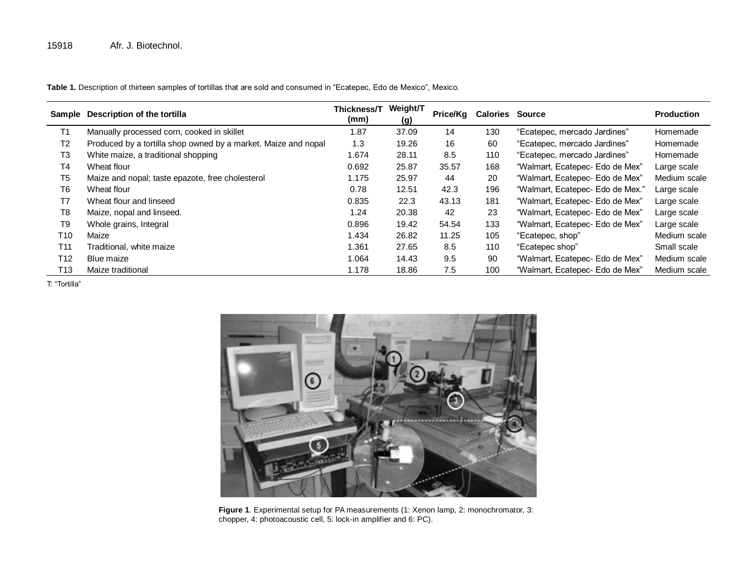**Table 1.** Description of thirteen samples of tortillas that are sold and consumed in "Ecatepec, Edo de Mexico", Mexico.

| Sample | Description of the tortilla | Thickness/T (mm) | Weight/T (g) | Price/Kg | Calories | Source | Production |
|---|---|---|---|---|---|---|---|
| T1 | Manually processed corn, cooked in skillet | 1.87 | 37.09 | 14 | 130 | "Ecatepec, mercado Jardines" | Homemade |
| T2 | Produced by a tortilla shop owned by a market. Maize and nopal | 1.3 | 19.26 | 16 | 60 | "Ecatepec, mercado Jardines" | Homemade |
| T3 | White maize, a traditional shopping | 1.674 | 28.11 | 8.5 | 110 | "Ecatepec, mercado Jardines" | Homemade |
| T4 | Wheat flour | 0.692 | 25.87 | 35.57 | 168 | "Walmart, Ecatepec- Edo de Mex" | Large scale |
| T5 | Maize and nopal; taste epazote, free cholesterol | 1.175 | 25.97 | 44 | 20 | "Walmart, Ecatepec- Edo de Mex" | Medium scale |
| T6 | Wheat flour | 0.78 | 12.51 | 42.3 | 196 | "Walmart, Ecatepec- Edo de Mex." | Large scale |
| T7 | Wheat flour and linseed | 0.835 | 22.3 | 43.13 | 181 | "Walmart, Ecatepec- Edo de Mex" | Large scale |
| T8 | Maize, nopal and linseed. | 1.24 | 20.38 | 42 | 23 | "Walmart, Ecatepec- Edo de Mex" | Large scale |
| T9 | Whole grains, Integral | 0.896 | 19.42 | 54.54 | 133 | "Walmart, Ecatepec- Edo de Mex" | Large scale |
| T10 | Maize | 1.434 | 26.82 | 11.25 | 105 | "Ecatepec, shop" | Medium scale |
| T11 | Traditional, white maize | 1.361 | 27.65 | 8.5 | 110 | "Ecatepec shop" | Small scale |
| T12 | Blue maize | 1.064 | 14.43 | 9.5 | 90 | "Walmart, Ecatepec- Edo de Mex" | Medium scale |
| T13 | Maize traditional | 1.178 | 18.86 | 7.5 | 100 | "Walmart, Ecatepec- Edo de Mex" | Medium scale |

T: "Tortilla"

**Figure 1**. Experimental setup for PA measurements (1: Xenon lamp, 2: monochromator, 3: chopper, 4: photoacoustic cell, 5: lock-in amplifier and 6: PC).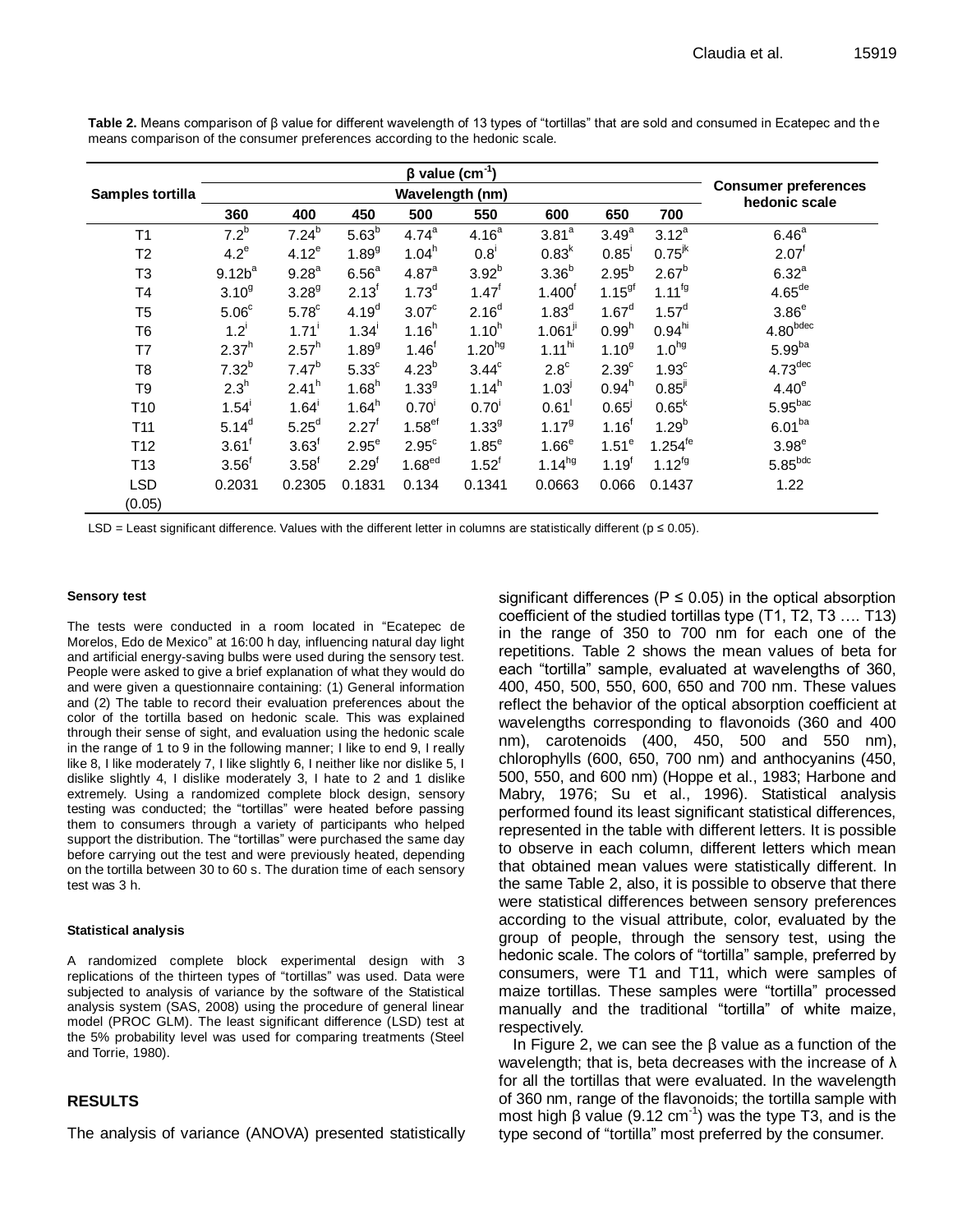**Table 2.** Means comparison of β value for different wavelength of 13 types of "tortillas" that are sold and consumed in Ecatepec and the means comparison of the consumer preferences according to the hedonic scale.

| Samples tortilla | β value ($cm^{-1}$) | | | | | | | | Consumer preferences hedonic scale |
|---|---|---|---|---|---|---|---|---|---|
| | Wavelength (nm) | | | | | | | | |
| | 360 | 400 | 450 | 500 | 550 | 600 | 650 | 700 | |
| T1 | $7.2^{b}$ | $7.24^{b}$ | $5.63^{b}$ | $4.74^{a}$ | $4.16^{a}$ | $3.81^{a}$ | $3.49^{a}$ | $3.12^{a}$ | $6.46^{a}$ |
| T2 | $4.2^{e}$ | $4.12^{e}$ | $1.89^{g}$ | $1.04^{h}$ | $0.8^{i}$ | $0.83^{k}$ | $0.85^{i}$ | $0.75^{jk}$ | $2.07^{f}$ |
| T3 | $9.12b^{a}$ | $9.28^{a}$ | $6.56^{a}$ | $4.87^{a}$ | $3.92^{b}$ | $3.36^{b}$ | $2.95^{b}$ | $2.67^{b}$ | $6.32^{a}$ |
| T4 | $3.10^{g}$ | $3.28^{g}$ | $2.13^{f}$ | $1.73^{d}$ | $1.47^{f}$ | $1.400^{f}$ | $1.15^{gf}$ | $1.11^{fg}$ | $4.65^{de}$ |
| T5 | $5.06^{c}$ | $5.78^{c}$ | $4.19^{d}$ | $3.07^{c}$ | $2.16^{d}$ | $1.83^{d}$ | $1.67^{d}$ | $1.57^{d}$ | $3.86^{e}$ |
| T6 | $1.2^{i}$ | $1.71^{i}$ | $1.34^{i}$ | $1.16^{h}$ | $1.10^{h}$ | $1.061^{ji}$ | $0.99^{h}$ | $0.94^{hi}$ | $4.80^{bdec}$ |
| T7 | $2.37^{h}$ | $2.57^{h}$ | $1.89^{g}$ | $1.46^{f}$ | $1.20^{hg}$ | $1.11^{hi}$ | $1.10^{g}$ | $1.0^{hg}$ | $5.99^{ba}$ |
| T8 | $7.32^{b}$ | $7.47^{b}$ | $5.33^{c}$ | $4.23^{b}$ | $3.44^{c}$ | $2.8^{c}$ | $2.39^{c}$ | $1.93^{c}$ | $4.73^{dec}$ |
| T9 | $2.3^{h}$ | $2.41^{h}$ | $1.68^{h}$ | $1.33^{g}$ | $1.14^{h}$ | $1.03^{j}$ | $0.94^{h}$ | $0.85^{ji}$ | $4.40^{e}$ |
| T10 | $1.54^{i}$ | $1.64^{i}$ | $1.64^{h}$ | $0.70^{i}$ | $0.70^{i}$ | $0.61^{l}$ | $0.65^{j}$ | $0.65^{k}$ | $5.95^{bac}$ |
| T11 | $5.14^{d}$ | $5.25^{d}$ | $2.27^{f}$ | $1.58^{ef}$ | $1.33^{g}$ | $1.17^{g}$ | $1.16^{f}$ | $1.29^{b}$ | $6.01^{ba}$ |
| T12 | $3.61^{f}$ | $3.63^{f}$ | $2.95^{e}$ | $2.95^{c}$ | $1.85^{e}$ | $1.66^{e}$ | $1.51^{e}$ | $1.254^{fe}$ | $3.98^{e}$ |
| T13 | $3.56^{f}$ | $3.58^{f}$ | $2.29^{f}$ | $1.68^{ed}$ | $1.52^{f}$ | $1.14^{hg}$ | $1.19^{f}$ | $1.12^{fg}$ | $5.85^{bdc}$ |
| LSD (0.05) | 0.2031 | 0.2305 | 0.1831 | 0.134 | 0.1341 | 0.0663 | 0.066 | 0.1437 | 1.22 |

LSD = Least significant difference. Values with the different letter in columns are statistically different ($p \leq 0.05$).

#### Sensory test

The tests were conducted in a room located in "Ecatepec de Morelos, Edo de Mexico" at 16:00 h day, influencing natural day light and artificial energy-saving bulbs were used during the sensory test. People were asked to give a brief explanation of what they would do and were given a questionnaire containing: (1) General information and (2) The table to record their evaluation preferences about the color of the tortilla based on hedonic scale. This was explained through their sense of sight, and evaluation using the hedonic scale in the range of 1 to 9 in the following manner; I like to end 9, I really like 8, I like moderately 7, I like slightly 6, I neither like nor dislike 5, I dislike slightly 4, I dislike moderately 3, I hate to 2 and 1 dislike extremely. Using a randomized complete block design, sensory testing was conducted; the "tortillas" were heated before passing them to consumers through a variety of participants who helped support the distribution. The "tortillas" were purchased the same day before carrying out the test and were previously heated, depending on the tortilla between 30 to 60 s. The duration time of each sensory test was 3 h.

#### Statistical analysis

A randomized complete block experimental design with 3 replications of the thirteen types of "tortillas" was used. Data were subjected to analysis of variance by the software of the Statistical analysis system (SAS, 2008) using the procedure of general linear model (PROC GLM). The least significant difference (LSD) test at the 5% probability level was used for comparing treatments (Steel and Torrie, 1980).

## RESULTS

The analysis of variance (ANOVA) presented statistically significant differences ($P \leq 0.05$) in the optical absorption coefficient of the studied tortillas type (T1, T2, T3 …. T13) in the range of 350 to 700 nm for each one of the repetitions. Table 2 shows the mean values of beta for each "tortilla" sample, evaluated at wavelengths of 360, 400, 450, 500, 550, 600, 650 and 700 nm. These values reflect the behavior of the optical absorption coefficient at wavelengths corresponding to flavonoids (360 and 400 nm), carotenoids (400, 450, 500 and 550 nm), chlorophylls (600, 650, 700 nm) and anthocyanins (450, 500, 550, and 600 nm) (Hoppe et al., 1983; Harbone and Mabry, 1976; Su et al., 1996). Statistical analysis performed found its least significant statistical differences, represented in the table with different letters. It is possible to observe in each column, different letters which mean that obtained mean values were statistically different. In the same Table 2, also, it is possible to observe that there were statistical differences between sensory preferences according to the visual attribute, color, evaluated by the group of people, through the sensory test, using the hedonic scale. The colors of "tortilla" sample, preferred by consumers, were T1 and T11, which were samples of maize tortillas. These samples were "tortilla" processed manually and the traditional "tortilla" of white maize, respectively.

In Figure 2, we can see the β value as a function of the wavelength; that is, beta decreases with the increase of λ for all the tortillas that were evaluated. In the wavelength of 360 nm, range of the flavonoids; the tortilla sample with most high β value (9.12 $cm^{-1}$) was the type T3, and is the type second of "tortilla" most preferred by the consumer.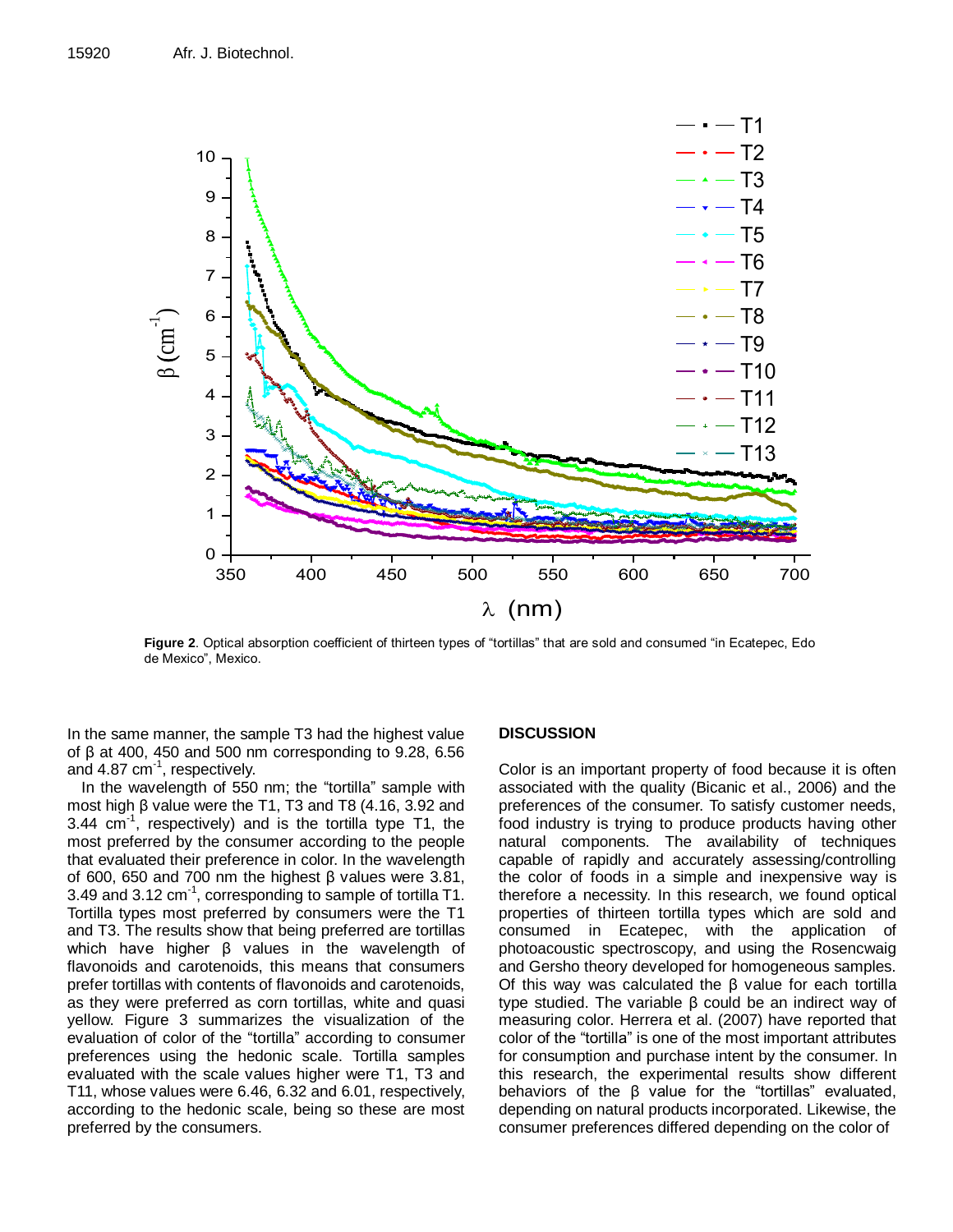**Figure 2**. Optical absorption coefficient of thirteen types of "tortillas" that are sold and consumed "in Ecatepec, Edo de Mexico", Mexico.

In the same manner, the sample T3 had the highest value of β at 400, 450 and 500 nm corresponding to 9.28, 6.56 and 4.87 $cm^{-1}$, respectively.

In the wavelength of 550 nm; the "tortilla" sample with most high β value were the T1, T3 and T8 (4.16, 3.92 and 3.44 $cm^{-1}$, respectively) and is the tortilla type T1, the most preferred by the consumer according to the people that evaluated their preference in color. In the wavelength of 600, 650 and 700 nm the highest β values were 3.81, 3.49 and 3.12 $cm^{-1}$, corresponding to sample of tortilla T1. Tortilla types most preferred by consumers were the T1 and T3. The results show that being preferred are tortillas which have higher β values in the wavelength of flavonoids and carotenoids, this means that consumers prefer tortillas with contents of flavonoids and carotenoids, as they were preferred as corn tortillas, white and quasi yellow. Figure 3 summarizes the visualization of the evaluation of color of the "tortilla" according to consumer preferences using the hedonic scale. Tortilla samples evaluated with the scale values higher were T1, T3 and T11, whose values were 6.46, 6.32 and 6.01, respectively, according to the hedonic scale, being so these are most preferred by the consumers.

## DISCUSSION

Color is an important property of food because it is often associated with the quality (Bicanic et al., 2006) and the preferences of the consumer. To satisfy customer needs, food industry is trying to produce products having other natural components. The availability of techniques capable of rapidly and accurately assessing/controlling the color of foods in a simple and inexpensive way is therefore a necessity. In this research, we found optical properties of thirteen tortilla types which are sold and consumed in Ecatepec, with the application of photoacoustic spectroscopy, and using the Rosencwaig and Gersho theory developed for homogeneous samples. Of this way was calculated the β value for each tortilla type studied. The variable β could be an indirect way of measuring color. Herrera et al. (2007) have reported that color of the "tortilla" is one of the most important attributes for consumption and purchase intent by the consumer. In this research, the experimental results show different behaviors of the β value for the "tortillas" evaluated, depending on natural products incorporated. Likewise, the consumer preferences differed depending on the color of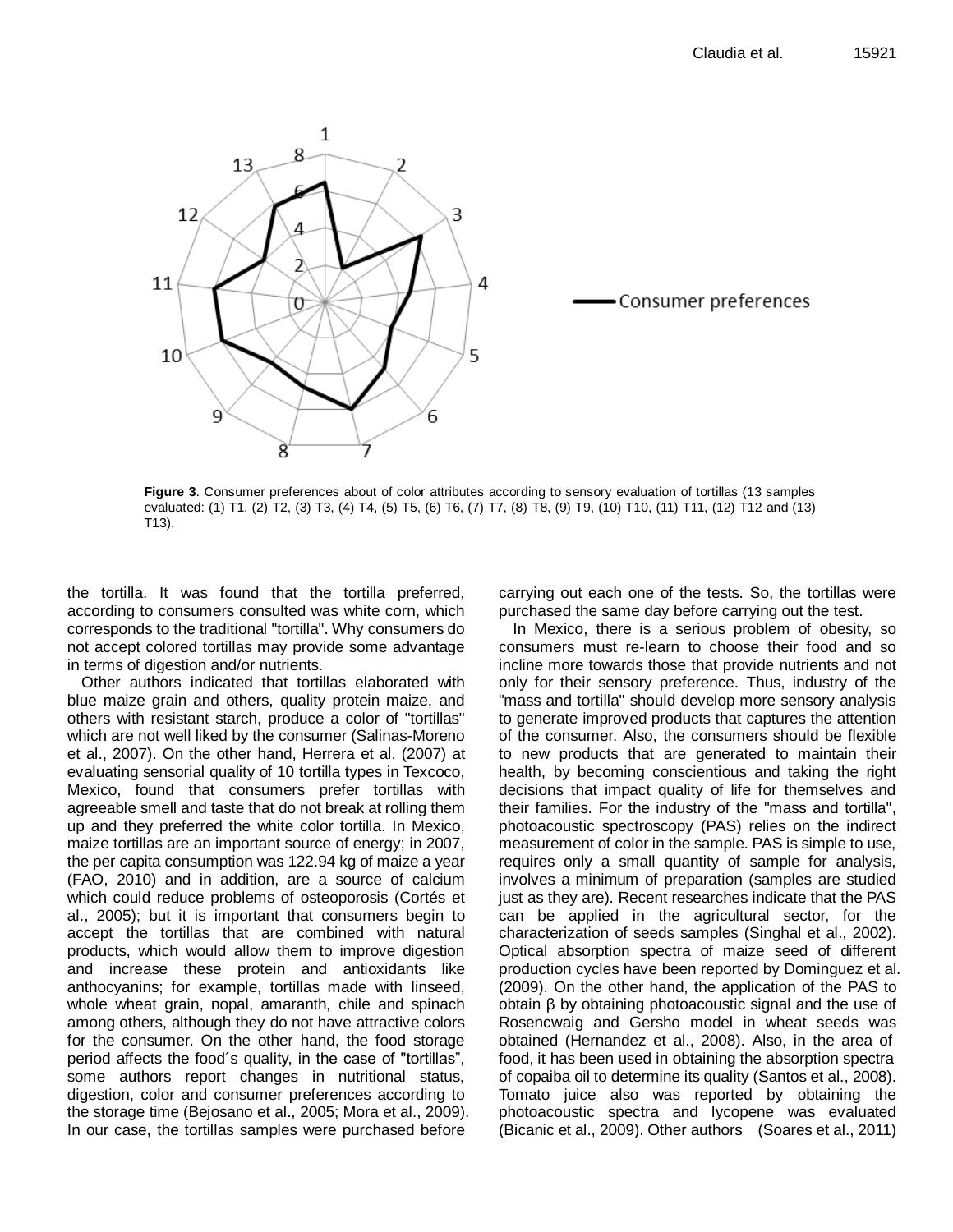**Figure 3**. Consumer preferences about of color attributes according to sensory evaluation of tortillas (13 samples evaluated: (1) T1, (2) T2, (3) T3, (4) T4, (5) T5, (6) T6, (7) T7, (8) T8, (9) T9, (10) T10, (11) T11, (12) T12 and (13) T13).

the tortilla. It was found that the tortilla preferred, according to consumers consulted was white corn, which corresponds to the traditional "tortilla". Why consumers do not accept colored tortillas may provide some advantage in terms of digestion and/or nutrients.

Other authors indicated that tortillas elaborated with blue maize grain and others, quality protein maize, and others with resistant starch, produce a color of "tortillas" which are not well liked by the consumer (Salinas-Moreno et al., 2007). On the other hand, Herrera et al. (2007) at evaluating sensorial quality of 10 tortilla types in Texcoco, Mexico, found that consumers prefer tortillas with agreeable smell and taste that do not break at rolling them up and they preferred the white color tortilla. In Mexico, maize tortillas are an important source of energy; in 2007, the per capita consumption was 122.94 kg of maize a year (FAO, 2010) and in addition, are a source of calcium which could reduce problems of osteoporosis (Cortés et al., 2005); but it is important that consumers begin to accept the tortillas that are combined with natural products, which would allow them to improve digestion and increase these protein and antioxidants like anthocyanins; for example, tortillas made with linseed, whole wheat grain, nopal, amaranth, chile and spinach among others, although they do not have attractive colors for the consumer. On the other hand, the food storage period affects the food´s quality, in the case of "tortillas", some authors report changes in nutritional status, digestion, color and consumer preferences according to the storage time (Bejosano et al., 2005; Mora et al., 2009). In our case, the tortillas samples were purchased before carrying out each one of the tests. So, the tortillas were purchased the same day before carrying out the test.

In Mexico, there is a serious problem of obesity, so consumers must re-learn to choose their food and so incline more towards those that provide nutrients and not only for their sensory preference. Thus, industry of the "mass and tortilla" should develop more sensory analysis to generate improved products that captures the attention of the consumer. Also, the consumers should be flexible to new products that are generated to maintain their health, by becoming conscientious and taking the right decisions that impact quality of life for themselves and their families. For the industry of the "mass and tortilla", photoacoustic spectroscopy (PAS) relies on the indirect measurement of color in the sample. PAS is simple to use, requires only a small quantity of sample for analysis, involves a minimum of preparation (samples are studied just as they are). Recent researches indicate that the PAS can be applied in the agricultural sector, for the characterization of seeds samples (Singhal et al., 2002). Optical absorption spectra of maize seed of different production cycles have been reported by Dominguez et al. (2009). On the other hand, the application of the PAS to obtain β by obtaining photoacoustic signal and the use of Rosencwaig and Gersho model in wheat seeds was obtained (Hernandez et al., 2008). Also, in the area of food, it has been used in obtaining the absorption spectra of copaiba oil to determine its quality (Santos et al., 2008). Tomato juice also was reported by obtaining the photoacoustic spectra and lycopene was evaluated (Bicanic et al., 2009). Other authors (Soares et al., 2011)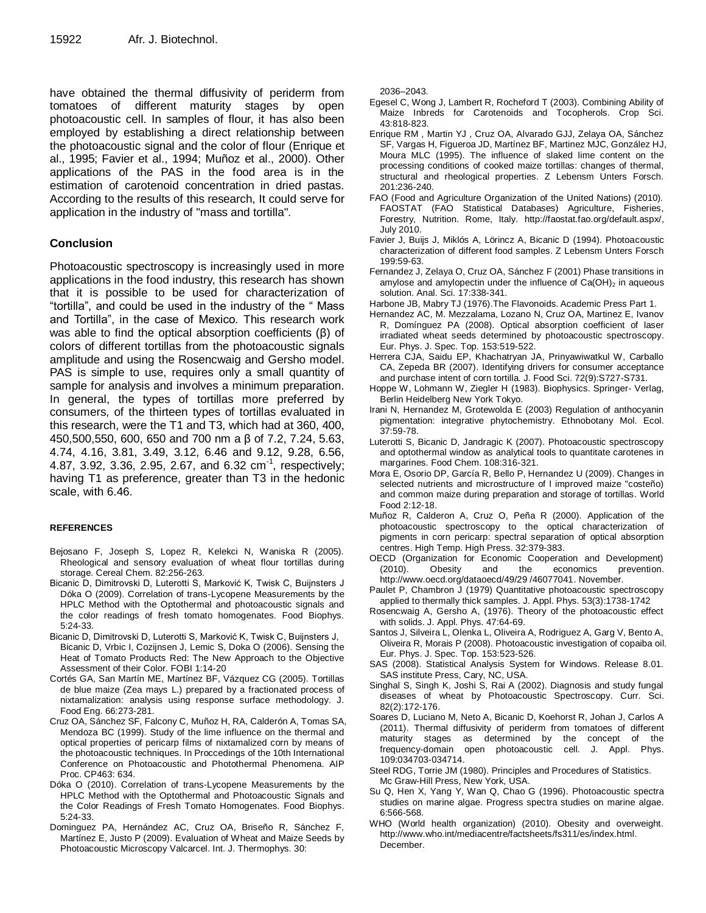have obtained the thermal diffusivity of periderm from tomatoes of different maturity stages by open photoacoustic cell. In samples of flour, it has also been employed by establishing a direct relationship between the photoacoustic signal and the color of flour (Enrique et al., 1995; Favier et al., 1994; Muñoz et al., 2000). Other applications of the PAS in the food area is in the estimation of carotenoid concentration in dried pastas. According to the results of this research, It could serve for application in the industry of "mass and tortilla".

## Conclusion

Photoacoustic spectroscopy is increasingly used in more applications in the food industry, this research has shown that it is possible to be used for characterization of "tortilla", and could be used in the industry of the " Mass and Tortilla", in the case of Mexico. This research work was able to find the optical absorption coefficients (β) of colors of different tortillas from the photoacoustic signals amplitude and using the Rosencwaig and Gersho model. PAS is simple to use, requires only a small quantity of sample for analysis and involves a minimum preparation. In general, the types of tortillas more preferred by consumers, of the thirteen types of tortillas evaluated in this research, were the T1 and T3, which had at 360, 400, 450,500,550, 600, 650 and 700 nm a β of 7.2, 7.24, 5.63, 4.74, 4.16, 3.81, 3.49, 3.12, 6.46 and 9.12, 9.28, 6.56, 4.87, 3.92, 3.36, 2.95, 2.67, and 6.32 $cm^{-1}$, respectively; having T1 as preference, greater than T3 in the hedonic scale, with 6.46.

## REFERENCES

Bejosano F, Joseph S, Lopez R, Kelekci N, Waniska R (2005). Rheological and sensory evaluation of wheat flour tortillas during storage. Cereal Chem. 82:256-263.

Bicanic D, Dimitrovski D, Luterotti S, Marković K, Twisk C, Buijnsters J Dóka O (2009). Correlation of trans-Lycopene Measurements by the HPLC Method with the Optothermal and photoacoustic signals and the color readings of fresh tomato homogenates. Food Biophys. 5:24-33.

Bicanic D, Dimitrovski D, Luterotti S, Marković K, Twisk C, Buijnsters J, Bicanic D, Vrbic I, Cozijnsen J, Lemic S, Doka O (2006). Sensing the Heat of Tomato Products Red: The New Approach to the Objective Assessment of their Color. FOBI 1:14-20

Cortés GA, San Martín ME, Martínez BF, Vázquez CG (2005). Tortillas de blue maize (Zea mays L.) prepared by a fractionated process of nixtamalization: analysis using response surface methodology. J. Food Eng. 66:273-281.

Cruz OA, Sánchez SF, Falcony C, Muñoz H, RA, Calderón A, Tomas SA, Mendoza BC (1999). Study of the lime influence on the thermal and optical properties of pericarp films of nixtamalized corn by means of the photoacoustic techniques. In Proccedings of the 10th International Conference on Photoacoustic and Photothermal Phenomena. AIP Proc. CP463: 634.

Dóka O (2010). Correlation of trans-Lycopene Measurements by the HPLC Method with the Optothermal and Photoacoustic Signals and the Color Readings of Fresh Tomato Homogenates. Food Biophys. 5:24-33.

Dominguez PA, Hernández AC, Cruz OA, Briseño R, Sánchez F, Martínez E, Justo P (2009). Evaluation of Wheat and Maize Seeds by Photoacoustic Microscopy Valcarcel. Int. J. Thermophys. 30: 2036–2043.

Egesel C, Wong J, Lambert R, Rocheford T (2003). Combining Ability of Maize Inbreds for Carotenoids and Tocopherols. Crop Sci. 43:818-823.

Enrique RM , Martin YJ , Cruz OA, Alvarado GJJ, Zelaya OA, Sánchez SF, Vargas H, Figueroa JD, Martínez BF, Martinez MJC, González HJ, Moura MLC (1995). The influence of slaked lime content on the processing conditions of cooked maize tortillas: changes of thermal, structural and rheological properties. Z Lebensm Unters Forsch. 201:236-240.

FAO (Food and Agriculture Organization of the United Nations) (2010). FAOSTAT (FAO Statistical Databases) Agriculture, Fisheries, Forestry, Nutrition. Rome, Italy. http://faostat.fao.org/default.aspx/, July 2010.

Favier J, Buijs J, Miklós A, Lörincz A, Bicanic D (1994). Photoacoustic characterization of different food samples. Z Lebensm Unters Forsch 199:59-63.

Fernandez J, Zelaya O, Cruz OA, Sánchez F (2001) Phase transitions in amylose and amylopectin under the influence of $Ca(OH)_2$ in aqueous solution. Anal. Sci. 17:338-341.

Harbone JB, Mabry TJ (1976).The Flavonoids. Academic Press Part 1.

Hernandez AC, M. Mezzalama, Lozano N, Cruz OA, Martinez E, Ivanov R, Domínguez PA (2008). Optical absorption coefficient of laser irradiated wheat seeds determined by photoacoustic spectroscopy. Eur. Phys. J. Spec. Top. 153:519-522.

Herrera CJA, Saidu EP, Khachatryan JA, Prinyawiwatkul W, Carballo CA, Zepeda BR (2007). Identifying drivers for consumer acceptance and purchase intent of corn tortilla. J. Food Sci. 72(9):S727-S731.

Hoppe W, Lohmann W, Ziegler H (1983). Biophysics. Springer- Verlag, Berlin Heidelberg New York Tokyo.

Irani N, Hernandez M, Grotewolda E (2003) Regulation of anthocyanin pigmentation: integrative phytochemistry. Ethnobotany Mol. Ecol. 37:59-78.

Luterotti S, Bicanic D, Jandragic K (2007). Photoacoustic spectroscopy and optothermal window as analytical tools to quantitate carotenes in margarines. Food Chem. 108:316-321.

Mora E, Osorio DP, García R, Bello P, Hernandez U (2009). Changes in selected nutrients and microstructure of l improved maize "costeño) and common maize during preparation and storage of tortillas. World Food 2:12-18.

Muñoz R, Calderon A, Cruz O, Peña R (2000). Application of the photoacoustic spectroscopy to the optical characterization of pigments in corn pericarp: spectral separation of optical absorption centres. High Temp. High Press. 32:379-383.

OECD (Organization for Economic Cooperation and Development) (2010). Obesity and the economics prevention. http://www.oecd.org/dataoecd/49/29 /46077041. November.

Paulet P, Chambron J (1979) Quantitative photoacoustic spectroscopy applied to thermally thick samples. J. Appl. Phys. 53(3):1738-1742

Rosencwaig A, Gersho A, (1976). Theory of the photoacoustic effect with solids. J. Appl. Phys. 47:64-69.

Santos J, Silveira L, Olenka L, Oliveira A, Rodriguez A, Garg V, Bento A, Oliveira R, Morais P (2008). Photoacoustic investigation of copaiba oil. Eur. Phys. J. Spec. Top. 153:523-526.

SAS (2008). Statistical Analysis System for Windows. Release 8.01. SAS institute Press, Cary, NC, USA.

Singhal S, Singh K, Joshi S, Rai A (2002). Diagnosis and study fungal diseases of wheat by Photoacoustic Spectroscopy. Curr. Sci. 82(2):172-176.

Soares D, Luciano M, Neto A, Bicanic D, Koehorst R, Johan J, Carlos A (2011). Thermal diffusivity of periderm from tomatoes of different maturity stages as determined by the concept of the frequency-domain open photoacoustic cell. J. Appl. Phys. 109:034703-034714.

Steel RDG, Torrie JM (1980). Principles and Procedures of Statistics. Mc Graw-Hill Press, New York, USA.

Su Q, Hen X, Yang Y, Wan Q, Chao G (1996). Photoacoustic spectra studies on marine algae. Progress spectra studies on marine algae. 6:566-568.

WHO (World health organization) (2010). Obesity and overweight. http://www.who.int/mediacentre/factsheets/fs311/es/index.html. December.